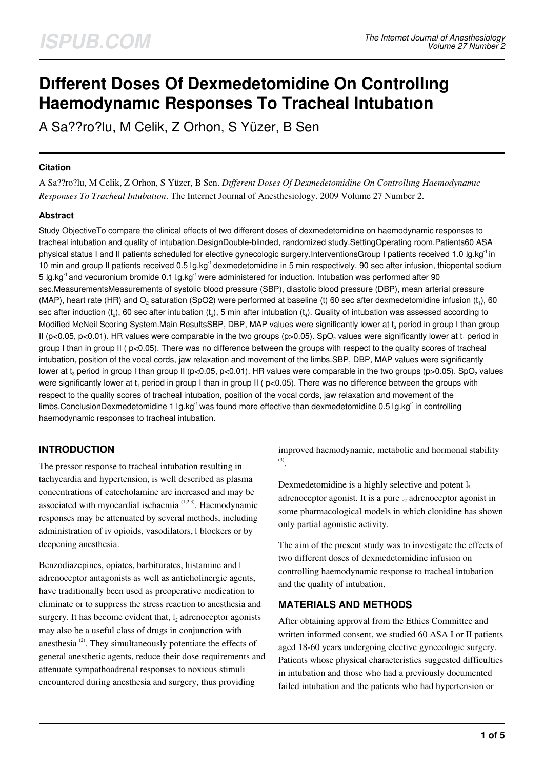# Dıfferent Doses Of Dexmedetomidine On Controllıng Haemodynamıc Responses To Tracheal Intubatıon

A Sa??ro?lu, M Celik, Z Orhon, S Yüzer, B Sen

## Citation

A Sa??ro?lu, M Celik, Z Orhon, S Yüzer, B Sen. *Dıfferent Doses Of Dexmedetomidine On Controllıng Haemodynamıc Responses To Tracheal Intubatıon*. The Internet Journal of Anesthesiology. 2009 Volume 27 Number 2.

## Abstract

Study ObjectiveTo compare the clinical effects of two different doses of dexmedetomidine on haemodynamic responses to tracheal intubation and quality of intubation.DesignDouble-blinded, randomized study.SettingOperating room.Patients60 ASA physical status I and II patients scheduled for elective gynecologic surgery.InterventionsGroup I patients received 1.0 g.kg$^{-1}$ in 10 min and group II patients received 0.5 g.kg$^{-1}$ dexmedetomidine in 5 min respectively. 90 sec after infusion, thiopental sodium 5 g.kg$^{-1}$ and vecuronium bromide 0.1 g.kg$^{-1}$ were administered for induction. Intubation was performed after 90 sec.MeasurementsMeasurements of systolic blood pressure (SBP), diastolic blood pressure (DBP), mean arterial pressure (MAP), heart rate (HR) and $O_2$ saturation (SpO2) were performed at baseline (t) 60 sec after dexmedetomidine infusion ($t_1$), 60 sec after induction ($t_2$), 60 sec after intubation ($t_3$), 5 min after intubation ($t_4$). Quality of intubation was assessed according to Modified McNeil Scoring System.Main ResultsSBP, DBP, MAP values were significantly lower at $t_3$ period in group I than group II ($p<0.05$, $p<0.01$). HR values were comparable in the two groups ($p>0.05$). $SpO_2$ values were significantly lower at $t_1$ period in group I than in group II ( $p<0.05$). There was no difference between the groups with respect to the quality scores of tracheal intubation, position of the vocal cords, jaw relaxation and movement of the limbs.SBP, DBP, MAP values were significantly lower at $t_3$ period in group I than group II ($p<0.05$, $p<0.01$). HR values were comparable in the two groups ($p>0.05$). $SpO_2$ values were significantly lower at $t_1$ period in group I than in group II ( $p<0.05$). There was no difference between the groups with respect to the quality scores of tracheal intubation, position of the vocal cords, jaw relaxation and movement of the limbs.ConclusionDexmedetomidine 1 g.kg$^{-1}$ was found more effective than dexmedetomidine 0.5 g.kg$^{-1}$ in controlling haemodynamic responses to tracheal intubation.

## INTRODUCTION

The pressor response to tracheal intubation resulting in tachycardia and hypertension, is well described as plasma concentrations of catecholamine are increased and may be associated with myocardial ischaemia [1,2,3]. Haemodynamic responses may be attenuated by several methods, including administration of iv opioids, vasodilators,  blockers or by deepening anesthesia.

Benzodiazepines, opiates, barbiturates, histamine and  adrenoceptor antagonists as well as anticholinergic agents, have traditionally been used as preoperative medication to eliminate or to suppress the stress reaction to anesthesia and surgery. It has become evident that, $_2$ adrenoceptor agonists may also be a useful class of drugs in conjunction with anesthesia [2]. They simultaneously potentiate the effects of general anesthetic agents, reduce their dose requirements and attenuate sympathoadrenal responses to noxious stimuli encountered during anesthesia and surgery, thus providing improved haemodynamic, metabolic and hormonal stability [3].

Dexmedetomidine is a highly selective and potent $_2$ adrenoceptor agonist. It is a pure $_2$ adrenoceptor agonist in some pharmacological models in which clonidine has shown only partial agonistic activity.

The aim of the present study was to investigate the effects of two different doses of dexmedetomidine infusion on controlling haemodynamic response to tracheal intubation and the quality of intubation.

## MATERIALS AND METHODS

After obtaining approval from the Ethics Committee and written informed consent, we studied 60 ASA I or II patients aged 18-60 years undergoing elective gynecologic surgery. Patients whose physical characteristics suggested difficulties in intubation and those who had a previously documented failed intubation and the patients who had hypertension or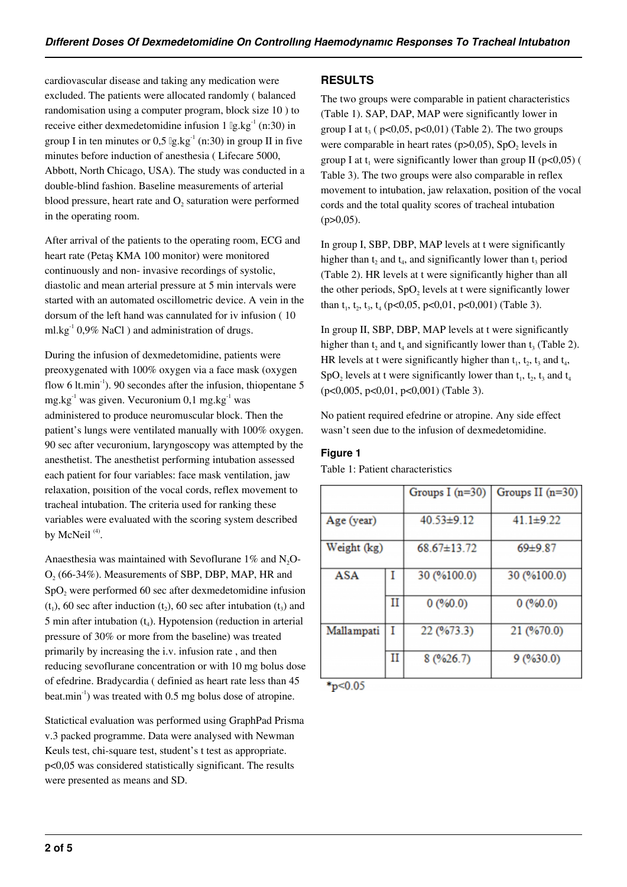cardiovascular disease and taking any medication were excluded. The patients were allocated randomly ( balanced randomisation using a computer program, block size 10 ) to receive either dexmedetomidine infusion 1 g.kg$^{-1}$ (n:30) in group I in ten minutes or 0,5 g.kg$^{-1}$ (n:30) in group II in five minutes before induction of anesthesia ( Lifecare 5000, Abbott, North Chicago, USA). The study was conducted in a double-blind fashion. Baseline measurements of arterial blood pressure, heart rate and $O_2$ saturation were performed in the operating room.

After arrival of the patients to the operating room, ECG and heart rate (Petaş KMA 100 monitor) were monitored continuously and non- invasive recordings of systolic, diastolic and mean arterial pressure at 5 min intervals were started with an automated oscillometric device. A vein in the dorsum of the left hand was cannulated for iv infusion ( 10 ml.kg$^{-1}$ 0,9% NaCl ) and administration of drugs.

During the infusion of dexmedetomidine, patients were preoxygenated with 100% oxygen via a face mask (oxygen flow 6 lt.min$^{-1}$). 90 secondes after the infusion, thiopentane 5 mg.kg$^{-1}$ was given. Vecuronium 0,1 mg.kg$^{-1}$ was administered to produce neuromuscular block. Then the patient's lungs were ventilated manually with 100% oxygen. 90 sec after vecuronium, laryngoscopy was attempted by the anesthetist. The anesthetist performing intubation assessed each patient for four variables: face mask ventilation, jaw relaxation, poısition of the vocal cords, reflex movement to tracheal intubation. The criteria used for ranking these variables were evaluated with the scoring system described by McNeil [4].

Anaesthesia was maintained with Sevoflurane 1% and $N_2O$-$O_2$ (66-34%). Measurements of SBP, DBP, MAP, HR and $SpO_2$ were performed 60 sec after dexmedetomidine infusion ($t_1$), 60 sec after induction ($t_2$), 60 sec after intubation ($t_3$) and 5 min after intubation ($t_4$). Hypotension (reduction in arterial pressure of 30% or more from the baseline) was treated primarily by increasing the i.v. infusion rate , and then reducing sevoflurane concentration or with 10 mg bolus dose of efedrine. Bradycardia ( definied as heart rate less than 45 beat.min$^{-1}$) was treated with 0.5 mg bolus dose of atropine.

Statictical evaluation was performed using GraphPad Prisma v.3 packed programme. Data were analysed with Newman Keuls test, chi-square test, student's t test as appropriate. p<0,05 was considered statistically significant. The results were presented as means and SD.

## RESULTS

The two groups were comparable in patient characteristics (Table 1). SAP, DAP, MAP were significantly lower in group I at $t_3$ ( p<0,05, p<0,01) (Table 2). The two groups were comparable in heart rates (p>0,05), $SpO_2$ levels in group I at $t_1$ were significantly lower than group II (p<0,05) ( Table 3). The two groups were also comparable in reflex movement to intubation, jaw relaxation, position of the vocal cords and the total quality scores of tracheal intubation (p>0,05).

In group I, SBP, DBP, MAP levels at t were significantly higher than $t_2$ and $t_4$, and significantly lower than $t_3$ period (Table 2). HR levels at t were significantly higher than all the other periods, $SpO_2$ levels at t were significantly lower than $t_1$, $t_2$, $t_3$, $t_4$ (p<0,05, p<0,01, p<0,001) (Table 3).

In group II, SBP, DBP, MAP levels at t were significantly higher than $t_2$ and $t_4$ and significantly lower than $t_3$ (Table 2). HR levels at t were significantly higher than $t_1$, $t_2$, $t_3$ and $t_4$, $SpO_2$ levels at t were significantly lower than $t_1$, $t_2$, $t_3$ and $t_4$ (p<0,005, p<0,01, p<0,001) (Table 3).

No patient required efedrine or atropine. Any side effect wasn't seen due to the infusion of dexmedetomidine.

### Figure 1

Table 1: Patient characteristics

| | | Groups I (n=30) | Groups II (n=30) |
|---|---|---|---|
| Age (year) | | 40.53±9.12 | 41.1±9.22 |
| Weight (kg) | | 68.67±13.72 | 69±9.87 |
| ASA | I | 30 (%100.0) | 30 (%100.0) |
| | II | 0 (%0.0) | 0 (%0.0) |
| Mallampati | I | 22 (%73.3) | 21 (%70.0) |
| | II | 8 (%26.7) | 9 (%30.0) |

*p<0.05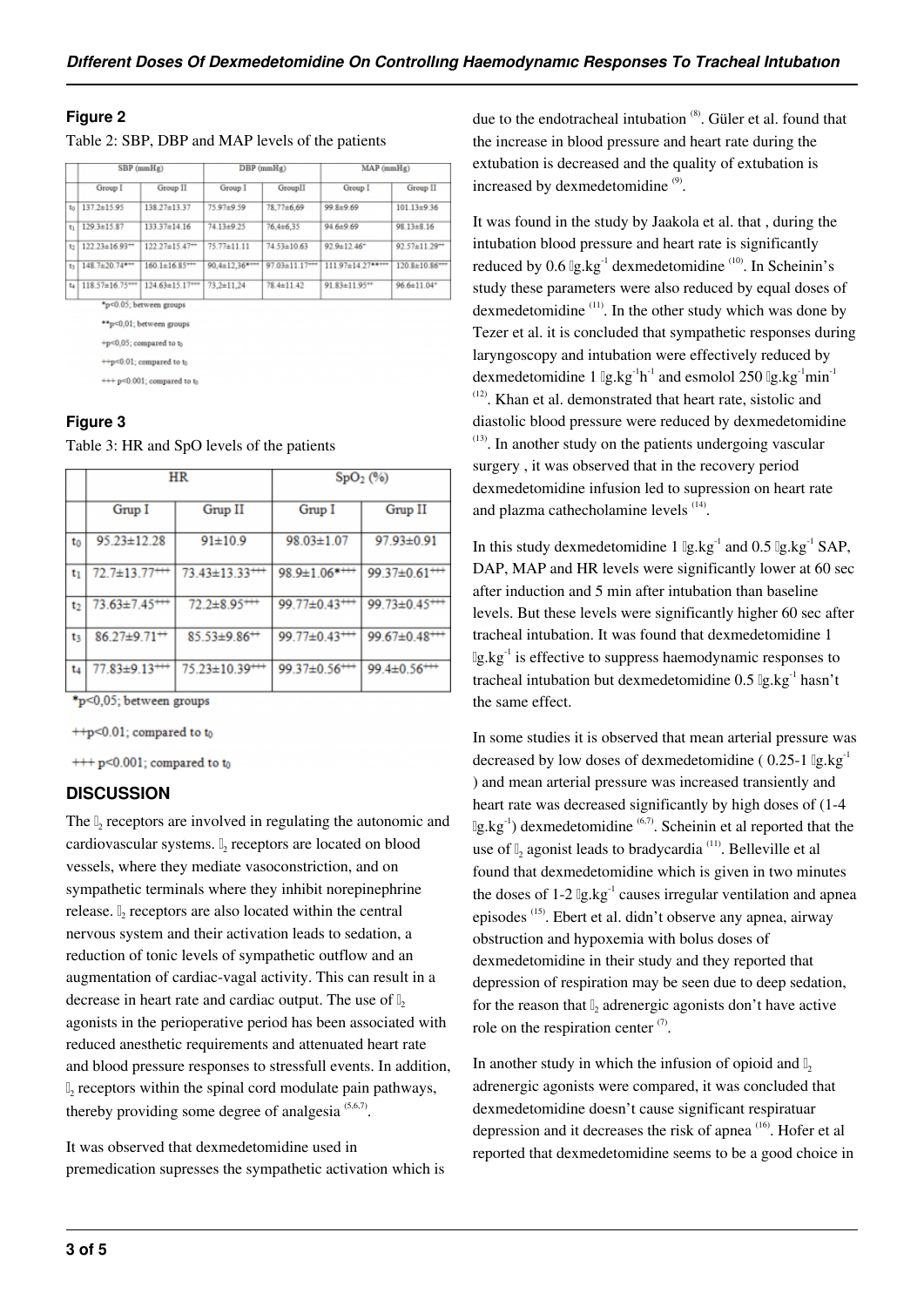## Figure 2

Table 2: SBP, DBP and MAP levels of the patients

| | SBP (mmHg) | | DBP (mmHg) | | MAP (mmHg) | |
|---|---|---|---|---|---|---|
| | Group I | Group II | Group I | GroupII | Group I | Group II |
| $t_0$ | 137.2±15.95 | 138.27±13.37 | 75.97±9.59 | 78,77±6,69 | 99.8±9.69 | 101.13±9.36 |
| $t_1$ | 129.3±15.87 | 133.37±14.16 | 74.13±9.25 | 76,4±6,35 | 94.6±9.69 | 98.13±8.16 |
| $t_2$ | 122.23±16.93⁺⁺ | 122.27±15.47⁺⁺ | 75.77±11.11 | 74.53±10.63 | 92.9±12.46⁺ | 92.57±11.29⁺⁺ |
| $t_3$ | 148.7±20.74*⁺⁺ | 160.1±16.85⁺⁺⁺ | 90,4±12,36*⁺⁺⁺ | 97.03±11.17⁺⁺⁺ | 111.97±14.27**⁺⁺⁺ | 120.8±10.86⁺⁺⁺ |
| $t_4$ | 118.57±16.75⁺⁺⁺ | 124.63±15.17⁺⁺⁺ | 73,2±11,24 | 78.4±11.42 | 91.83±11.95⁺⁺ | 96.6±11.04⁺ |

*p<0.05; between groups

**p<0,01; between groups

+p<0,05; compared to $t_0$

++p<0.01; compared to $t_0$

+++ p<0.001; compared to $t_0$

## Figure 3

Table 3: HR and SpO levels of the patients

| | HR | | $SpO_2$ (%) | |
|---|---|---|---|---|
| | Grup I | Grup II | Grup I | Grup II |
| $t_0$ | 95.23±12.28 | 91±10.9 | 98.03±1.07 | 97.93±0.91 |
| $t_1$ | 72.7±13.77⁺⁺⁺ | 73.43±13.33⁺⁺⁺ | 98.9±1.06*⁺⁺⁺ | 99.37±0.61⁺⁺⁺ |
| $t_2$ | 73.63±7.45⁺⁺⁺ | 72.2±8.95⁺⁺⁺ | 99.77±0.43⁺⁺⁺ | 99.73±0.45⁺⁺⁺ |
| $t_3$ | 86.27±9.71⁺⁺ | 85.53±9.86⁺⁺ | 99.77±0.43⁺⁺⁺ | 99.67±0.48⁺⁺⁺ |
| $t_4$ | 77.83±9.13⁺⁺⁺ | 75.23±10.39⁺⁺⁺ | 99.37±0.56⁺⁺⁺ | 99.4±0.56⁺⁺⁺ |

*p<0,05; between groups

++p<0.01; compared to $t_0$

+++ p<0.001; compared to $t_0$

## DISCUSSION

The $\alpha_2$ receptors are involved in regulating the autonomic and cardiovascular systems. $\alpha_2$ receptors are located on blood vessels, where they mediate vasoconstriction, and on sympathetic terminals where they inhibit norepinephrine release. $\alpha_2$ receptors are also located within the central nervous system and their activation leads to sedation, a reduction of tonic levels of sympathetic outflow and an augmentation of cardiac-vagal activity. This can result in a decrease in heart rate and cardiac output. The use of $\alpha_2$ agonists in the perioperative period has been associated with reduced anesthetic requirements and attenuated heart rate and blood pressure responses to stressfull events. In addition, $\alpha_2$ receptors within the spinal cord modulate pain pathways, thereby providing some degree of analgesia [5,6,7].

It was observed that dexmedetomidine used in premedication supresses the sympathetic activation which is due to the endotracheal intubation [8]. Güler et al. found that the increase in blood pressure and heart rate during the extubation is decreased and the quality of extubation is increased by dexmedetomidine [9].

It was found in the study by Jaakola et al. that , during the intubation blood pressure and heart rate is significantly reduced by 0.6 $\mu g.kg^{-1}$ dexmedetomidine [10]. In Scheinin's study these parameters were also reduced by equal doses of dexmedetomidine [11]. In the other study which was done by Tezer et al. it is concluded that sympathetic responses during laryngoscopy and intubation were effectively reduced by dexmedetomidine 1 $\mu g.kg^{-1}h^{-1}$ and esmolol 250 $\mu g.kg^{-1}min^{-1}$ [12]. Khan et al. demonstrated that heart rate, sistolic and diastolic blood pressure were reduced by dexmedetomidine [13]. In another study on the patients undergoing vascular surgery , it was observed that in the recovery period dexmedetomidine infusion led to supression on heart rate and plazma cathecholamine levels [14].

In this study dexmedetomidine 1 $\mu g.kg^{-1}$ and 0.5 $\mu g.kg^{-1}$ SAP, DAP, MAP and HR levels were significantly lower at 60 sec after induction and 5 min after intubation than baseline levels. But these levels were significantly higher 60 sec after tracheal intubation. It was found that dexmedetomidine 1 $\mu g.kg^{-1}$ is effective to suppress haemodynamic responses to tracheal intubation but dexmedetomidine 0.5 $\mu g.kg^{-1}$ hasn't the same effect.

In some studies it is observed that mean arterial pressure was decreased by low doses of dexmedetomidine ( 0.25-1 $\mu g.kg^{-1}$ ) and mean arterial pressure was increased transiently and heart rate was decreased significantly by high doses of (1-4 $\mu g.kg^{-1}$) dexmedetomidine [6,7]. Scheinin et al reported that the use of $\alpha_2$ agonist leads to bradycardia [11]. Belleville et al found that dexmedetomidine which is given in two minutes the doses of 1-2 $\mu g.kg^{-1}$ causes irregular ventilation and apnea episodes [15]. Ebert et al. didn't observe any apnea, airway obstruction and hypoxemia with bolus doses of dexmedetomidine in their study and they reported that depression of respiration may be seen due to deep sedation, for the reason that $\alpha_2$ adrenergic agonists don't have active role on the respiration center [7].

In another study in which the infusion of opioid and $\alpha_2$ adrenergic agonists were compared, it was concluded that dexmedetomidine doesn't cause significant respiratuar depression and it decreases the risk of apnea [16]. Hofer et al reported that dexmedetomidine seems to be a good choice in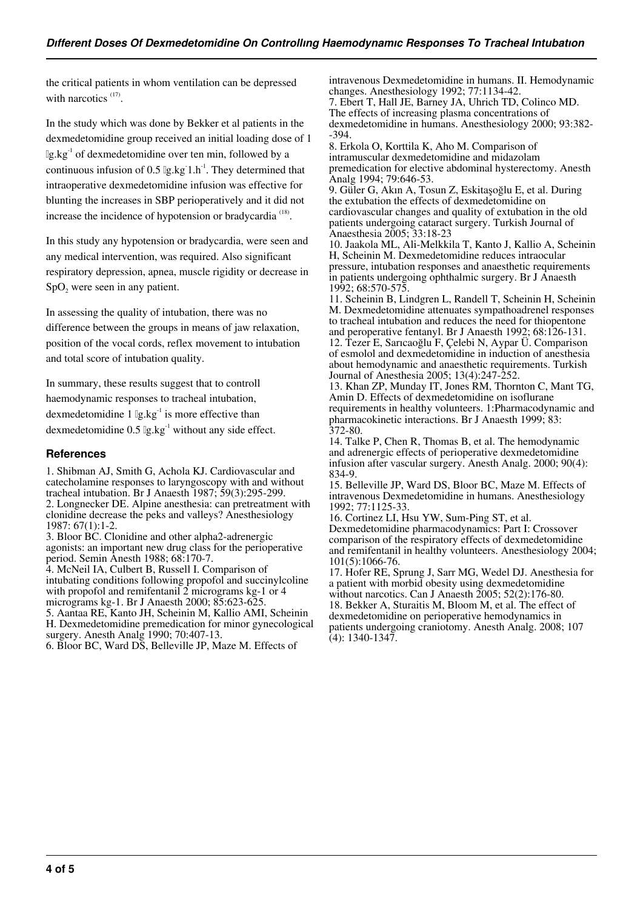the critical patients in whom ventilation can be depressed with narcotics [17].

In the study which was done by Bekker et al patients in the dexmedetomidine group received an initial loading dose of 1 µg.kg$^{-1}$ of dexmedetomidine over ten min, followed by a continuous infusion of 0.5 µg.kg$^{-1}$.h$^{-1}$. They determined that intraoperative dexmedetomidine infusion was effective for blunting the increases in SBP perioperatively and it did not increase the incidence of hypotension or bradycardia [18].

In this study any hypotension or bradycardia, were seen and any medical intervention, was required. Also significant respiratory depression, apnea, muscle rigidity or decrease in $SpO_2$ were seen in any patient.

In assessing the quality of intubation, there was no difference between the groups in means of jaw relaxation, position of the vocal cords, reflex movement to intubation and total score of intubation quality.

In summary, these results suggest that to controll haemodynamic responses to tracheal intubation, dexmedetomidine 1 µg.kg$^{-1}$ is more effective than dexmedetomidine 0.5 µg.kg$^{-1}$ without any side effect.

## References

1. Shibman AJ, Smith G, Achola KJ. Cardiovascular and catecholamine responses to laryngoscopy with and without tracheal intubation. Br J Anaesth 1987; 59(3):295-299.
2. Longnecker DE. Alpine anesthesia: can pretreatment with clonidine decrease the peks and valleys? Anesthesiology 1987: 67(1):1-2.
3. Bloor BC. Clonidine and other alpha2-adrenergic agonists: an important new drug class for the perioperative period. Semin Anesth 1988; 68:170-7.
4. McNeil IA, Culbert B, Russell I. Comparison of intubating conditions following propofol and succinylcoline with propofol and remifentanil 2 micrograms kg-1 or 4 micrograms kg-1. Br J Anaesth 2000; 85:623-625.
5. Aantaa RE, Kanto JH, Scheinin M, Kallio AMI, Scheinin H. Dexmedetomidine premedication for minor gynecological surgery. Anesth Analg 1990; 70:407-13.
6. Bloor BC, Ward DS, Belleville JP, Maze M. Effects of intravenous Dexmedetomidine in humans. II. Hemodynamic changes. Anesthesiology 1992; 77:1134-42.
7. Ebert T, Hall JE, Barney JA, Uhrich TD, Colinco MD. The effects of increasing plasma concentrations of dexmedetomidine in humans. Anesthesiology 2000; 93:382--394.
8. Erkola O, Korttila K, Aho M. Comparison of intramuscular dexmedetomidine and midazolam premedication for elective abdominal hysterectomy. Anesth Analg 1994; 79:646-53.
9. Güler G, Akın A, Tosun Z, Eskitaşoğlu E, et al. During the extubation the effects of dexmedetomidine on cardiovascular changes and quality of extubation in the old patients undergoing cataract surgery. Turkish Journal of Anaesthesia 2005; 33:18-23
10. Jaakola ML, Ali-Melkkila T, Kanto J, Kallio A, Scheinin H, Scheinin M. Dexmedetomidine reduces intraocular pressure, intubation responses and anaesthetic requirements in patients undergoing ophthalmic surgery. Br J Anaesth 1992; 68:570-575.
11. Scheinin B, Lindgren L, Randell T, Scheinin H, Scheinin M. Dexmedetomidine attenuates sympathoadrenel responses to tracheal intubation and reduces the need for thiopentone and peroperative fentanyl. Br J Anaesth 1992; 68:126-131.
12. Tezer E, Sarıcaoğlu F, Çelebi N, Aypar Ü. Comparison of esmolol and dexmedetomidine in induction of anesthesia about hemodynamic and anaesthetic requirements. Turkish Journal of Anesthesia 2005; 13(4):247-252.
13. Khan ZP, Munday IT, Jones RM, Thornton C, Mant TG, Amin D. Effects of dexmedetomidine on isoflurane requirements in healthy volunteers. 1:Pharmacodynamic and pharmacokinetic interactions. Br J Anaesth 1999; 83: 372-80.
14. Talke P, Chen R, Thomas B, et al. The hemodynamic and adrenergic effects of perioperative dexmedetomidine infusion after vascular surgery. Anesth Analg. 2000; 90(4): 834-9.
15. Belleville JP, Ward DS, Bloor BC, Maze M. Effects of intravenous Dexmedetomidine in humans. Anesthesiology 1992; 77:1125-33.
16. Cortinez LI, Hsu YW, Sum-Ping ST, et al. Dexmedetomidine pharmacodynamics: Part I: Crossover comparison of the respiratory effects of dexmedetomidine and remifentanil in healthy volunteers. Anesthesiology 2004; 101(5):1066-76.
17. Hofer RE, Sprung J, Sarr MG, Wedel DJ. Anesthesia for a patient with morbid obesity using dexmedetomidine without narcotics. Can J Anaesth 2005; 52(2):176-80.
18. Bekker A, Sturaitis M, Bloom M, et al. The effect of dexmedetomidine on perioperative hemodynamics in patients undergoing craniotomy. Anesth Analg. 2008; 107 (4): 1340-1347.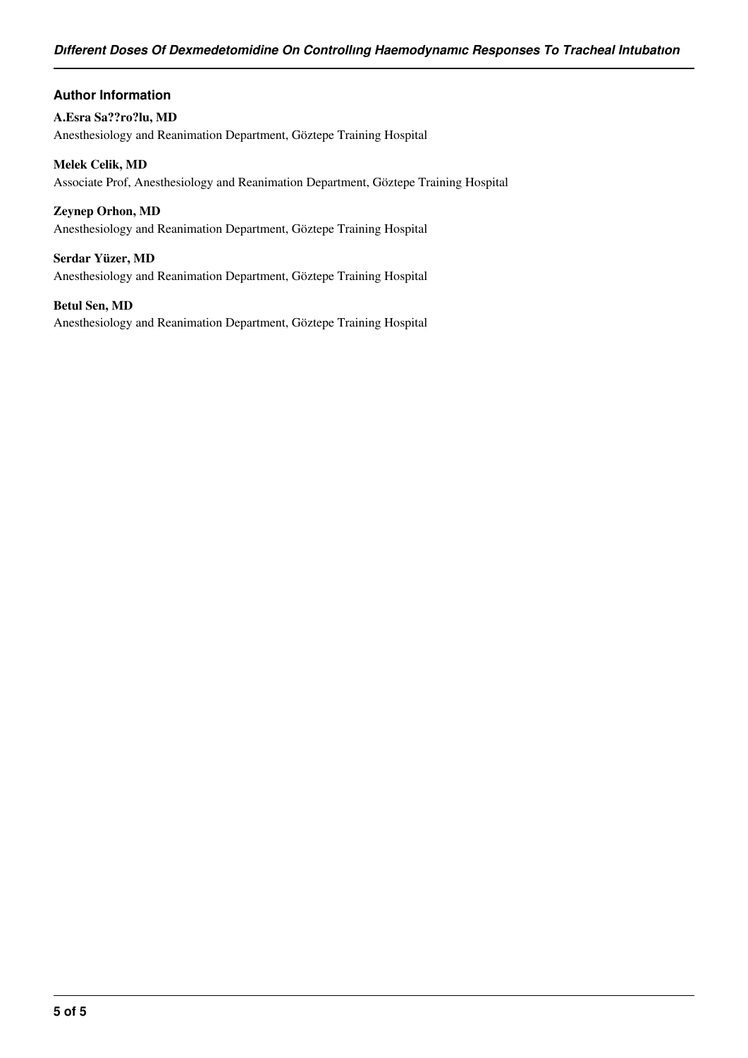### Author Information

**A.Esra Sa??ro?lu, MD**
Anesthesiology and Reanimation Department, Göztepe Training Hospital

**Melek Celik, MD**
Associate Prof, Anesthesiology and Reanimation Department, Göztepe Training Hospital

**Zeynep Orhon, MD**
Anesthesiology and Reanimation Department, Göztepe Training Hospital

**Serdar Yüzer, MD**
Anesthesiology and Reanimation Department, Göztepe Training Hospital

**Betul Sen, MD**
Anesthesiology and Reanimation Department, Göztepe Training Hospital